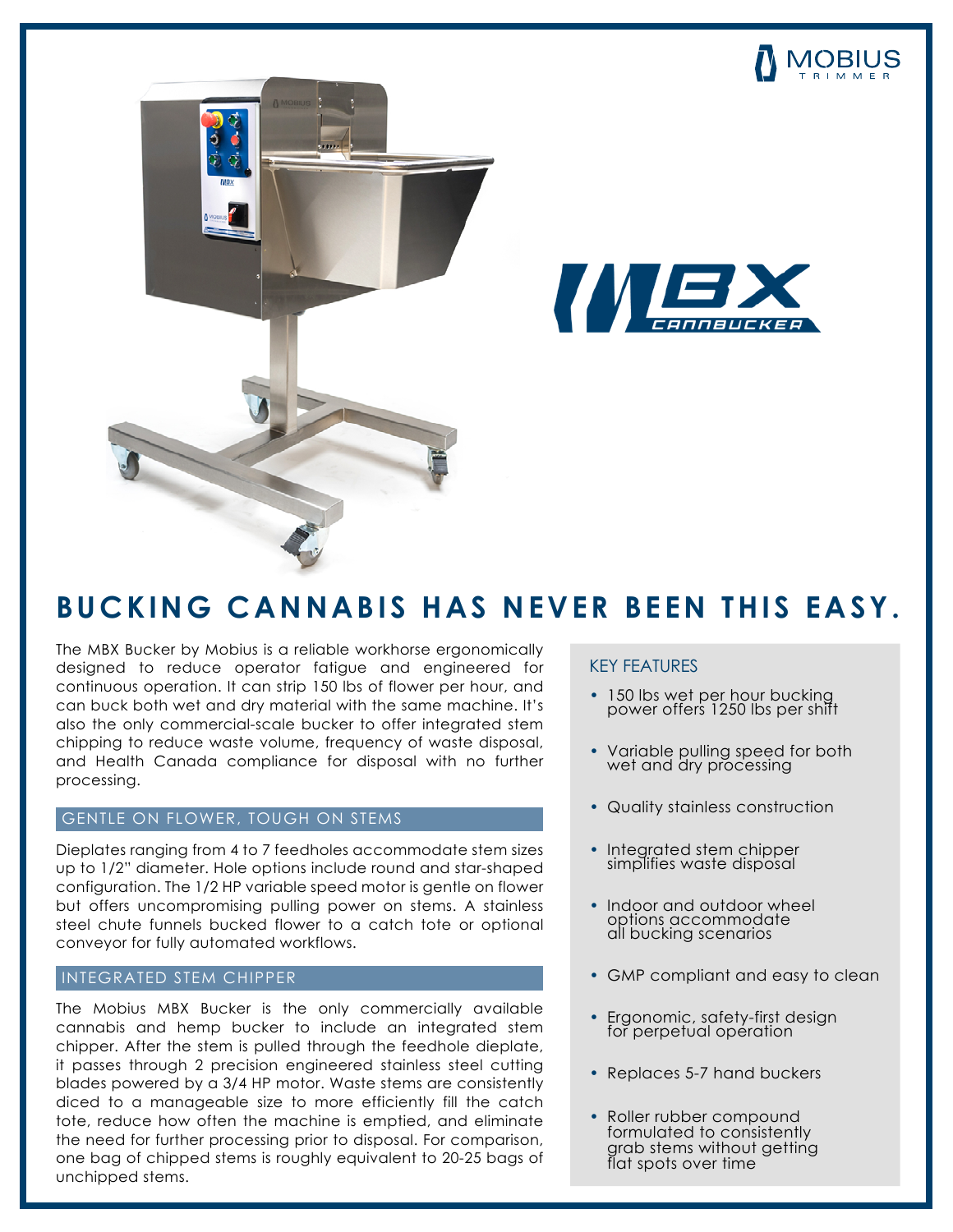# BUCKING CANNABIS HAS NEVER BEEN THIS EASY.

The MBX Bucker by Mobius is a reliable workhorse ergonomically designed to reduce operator fatigue and engineered for continuous operation. It can strip 150 lbs of flower per hour, and can buck both wet and dry material with the same machine. It's also the only commercial-scale bucker to offer integrated stem chipping to reduce waste volume, frequency of waste disposal, and Health Canada compliance for disposal with no further processing.

## GENTLE ON FLOWER, TOUGH ON STEMS

Dieplates ranging from 4 to 7 feedholes accommodate stem sizes up to 1/2" diameter. Hole options include round and star-shaped configuration. The 1/2 HP variable speed motor is gentle on flower but offers uncompromising pulling power on stems. A stainless steel chute funnels bucked flower to a catch tote or optional conveyor for fully automated workflows.

## INTEGRATED STEM CHIPPER

The Mobius MBX Bucker is the only commercially available cannabis and hemp bucker to include an integrated stem chipper. After the stem is pulled through the feedhole dieplate, it passes through 2 precision engineered stainless steel cutting blades powered by a 3/4 HP motor. Waste stems are consistently diced to a manageable size to more efficiently fill the catch tote, reduce how often the machine is emptied, and eliminate the need for further processing prior to disposal. For comparison, one bag of chipped stems is roughly equivalent to 20-25 bags of unchipped stems.

## KEY FEATURES

- 150 lbs wet per hour bucking power offers 1250 lbs per shift
- Variable pulling speed for both wet and dry processing
- Quality stainless construction
- Integrated stem chipper simplifies waste disposal
- Indoor and outdoor wheel options accommodate all bucking scenarios
- GMP compliant and easy to clean
- Ergonomic, safety-first design for perpetual operation
- Replaces 5-7 hand buckers
- Roller rubber compound formulated to consistently grab stems without getting flat spots over time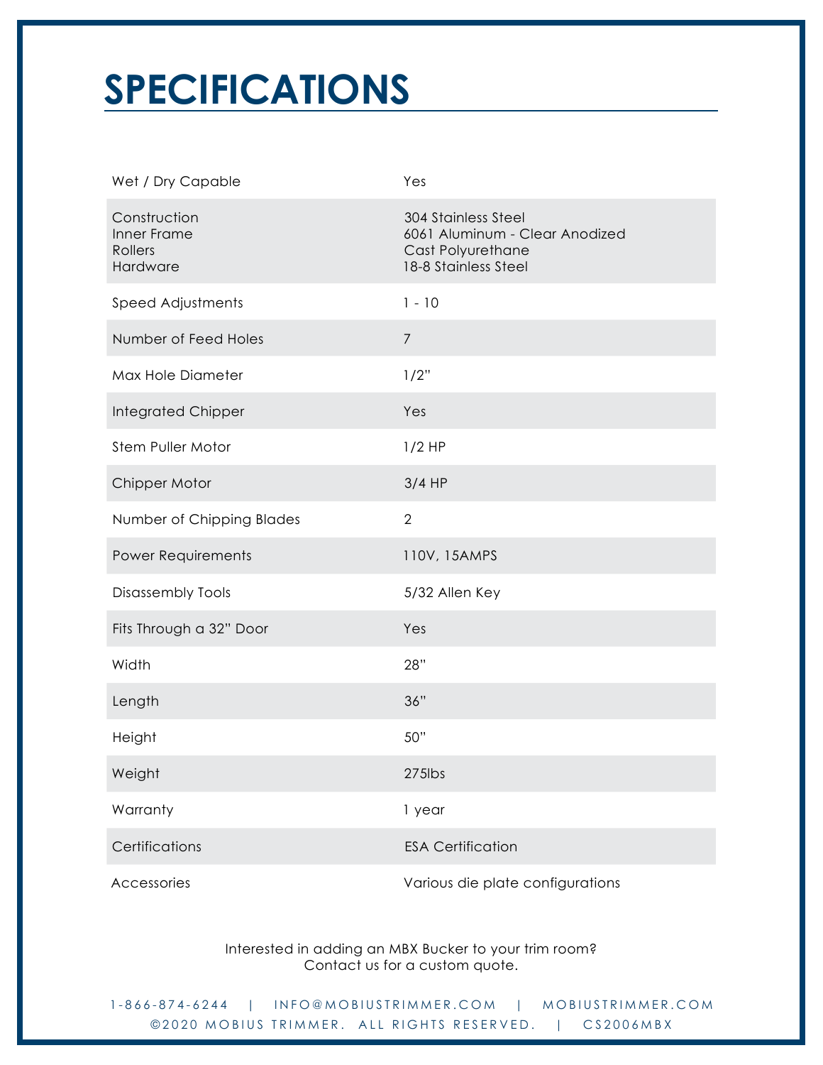# SPECIFICATIONS

| | |
|---|---|
| Wet / Dry Capable | Yes |
| Construction<br>Inner Frame<br>Rollers<br>Hardware | 304 Stainless Steel<br>6061 Aluminum - Clear Anodized<br>Cast Polyurethane<br>18-8 Stainless Steel |
| Speed Adjustments | 1 - 10 |
| Number of Feed Holes | 7 |
| Max Hole Diameter | 1/2" |
| Integrated Chipper | Yes |
| Stem Puller Motor | 1/2 HP |
| Chipper Motor | 3/4 HP |
| Number of Chipping Blades | 2 |
| Power Requirements | 110V, 15AMPS |
| Disassembly Tools | 5/32 Allen Key |
| Fits Through a 32" Door | Yes |
| Width | 28" |
| Length | 36" |
| Height | 50" |
| Weight | 275lbs |
| Warranty | 1 year |
| Certifications | ESA Certification |
| Accessories | Various die plate configurations |

Interested in adding an MBX Bucker to your trim room?
Contact us for a custom quote.

1-866-874-6244 | INFO@MOBIUSTRIMMER.COM | MOBIUSTRIMMER.COM

©2020 MOBIUS TRIMMER. ALL RIGHTS RESERVED. | CS2006MBX